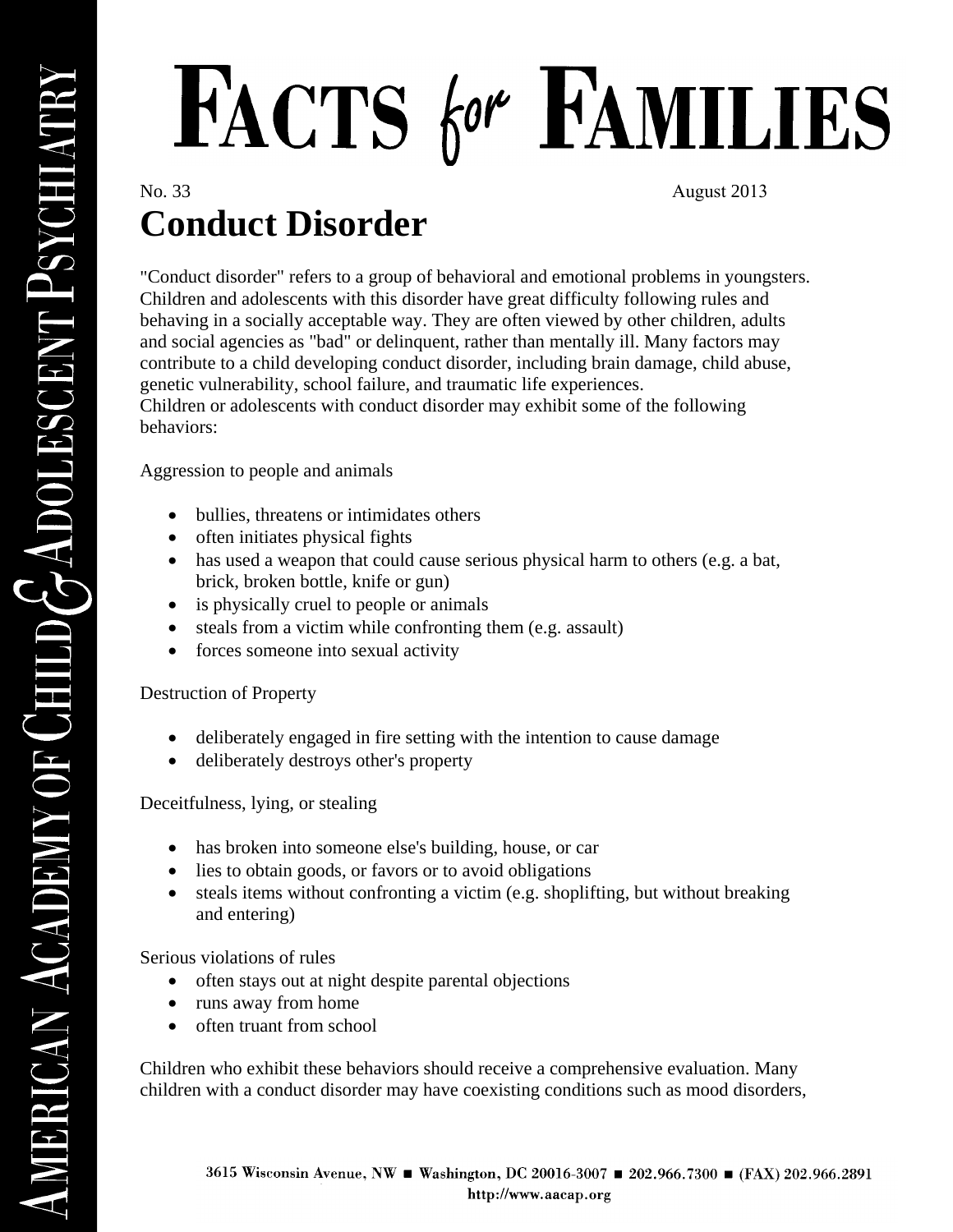# FACTS *for* FAMILIES

No. 33 August 2013

## Conduct Disorder

"Conduct disorder" refers to a group of behavioral and emotional problems in youngsters. Children and adolescents with this disorder have great difficulty following rules and behaving in a socially acceptable way. They are often viewed by other children, adults and social agencies as "bad" or delinquent, rather than mentally ill. Many factors may contribute to a child developing conduct disorder, including brain damage, child abuse, genetic vulnerability, school failure, and traumatic life experiences.
Children or adolescents with conduct disorder may exhibit some of the following behaviors:

Aggression to people and animals

- bullies, threatens or intimidates others
- often initiates physical fights
- has used a weapon that could cause serious physical harm to others (e.g. a bat, brick, broken bottle, knife or gun)
- is physically cruel to people or animals
- steals from a victim while confronting them (e.g. assault)
- forces someone into sexual activity

Destruction of Property

- deliberately engaged in fire setting with the intention to cause damage
- deliberately destroys other's property

Deceitfulness, lying, or stealing

- has broken into someone else's building, house, or car
- lies to obtain goods, or favors or to avoid obligations
- steals items without confronting a victim (e.g. shoplifting, but without breaking and entering)

Serious violations of rules

- often stays out at night despite parental objections
- runs away from home
- often truant from school

Children who exhibit these behaviors should receive a comprehensive evaluation. Many children with a conduct disorder may have coexisting conditions such as mood disorders,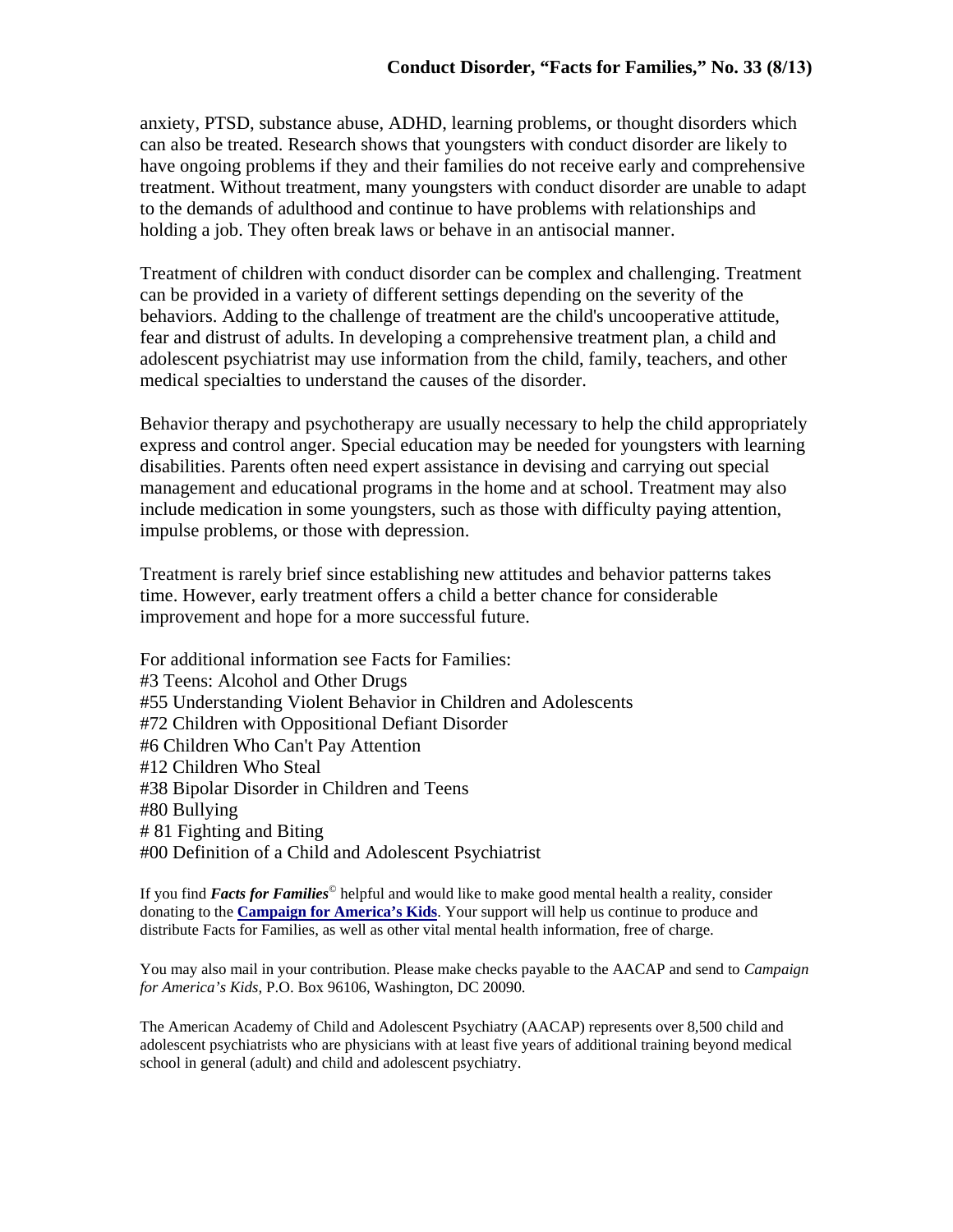anxiety, PTSD, substance abuse, ADHD, learning problems, or thought disorders which can also be treated. Research shows that youngsters with conduct disorder are likely to have ongoing problems if they and their families do not receive early and comprehensive treatment. Without treatment, many youngsters with conduct disorder are unable to adapt to the demands of adulthood and continue to have problems with relationships and holding a job. They often break laws or behave in an antisocial manner.

Treatment of children with conduct disorder can be complex and challenging. Treatment can be provided in a variety of different settings depending on the severity of the behaviors. Adding to the challenge of treatment are the child's uncooperative attitude, fear and distrust of adults. In developing a comprehensive treatment plan, a child and adolescent psychiatrist may use information from the child, family, teachers, and other medical specialties to understand the causes of the disorder.

Behavior therapy and psychotherapy are usually necessary to help the child appropriately express and control anger. Special education may be needed for youngsters with learning disabilities. Parents often need expert assistance in devising and carrying out special management and educational programs in the home and at school. Treatment may also include medication in some youngsters, such as those with difficulty paying attention, impulse problems, or those with depression.

Treatment is rarely brief since establishing new attitudes and behavior patterns takes time. However, early treatment offers a child a better chance for considerable improvement and hope for a more successful future.

For additional information see Facts for Families:
#3 Teens: Alcohol and Other Drugs
#55 Understanding Violent Behavior in Children and Adolescents
#72 Children with Oppositional Defiant Disorder
#6 Children Who Can't Pay Attention
#12 Children Who Steal
#38 Bipolar Disorder in Children and Teens
#80 Bullying
# 81 Fighting and Biting
#00 Definition of a Child and Adolescent Psychiatrist

If you find ***Facts for Families***© helpful and would like to make good mental health a reality, consider donating to the **Campaign for America's Kids**. Your support will help us continue to produce and distribute Facts for Families, as well as other vital mental health information, free of charge.

You may also mail in your contribution. Please make checks payable to the AACAP and send to *Campaign for America's Kids*, P.O. Box 96106, Washington, DC 20090.

The American Academy of Child and Adolescent Psychiatry (AACAP) represents over 8,500 child and adolescent psychiatrists who are physicians with at least five years of additional training beyond medical school in general (adult) and child and adolescent psychiatry.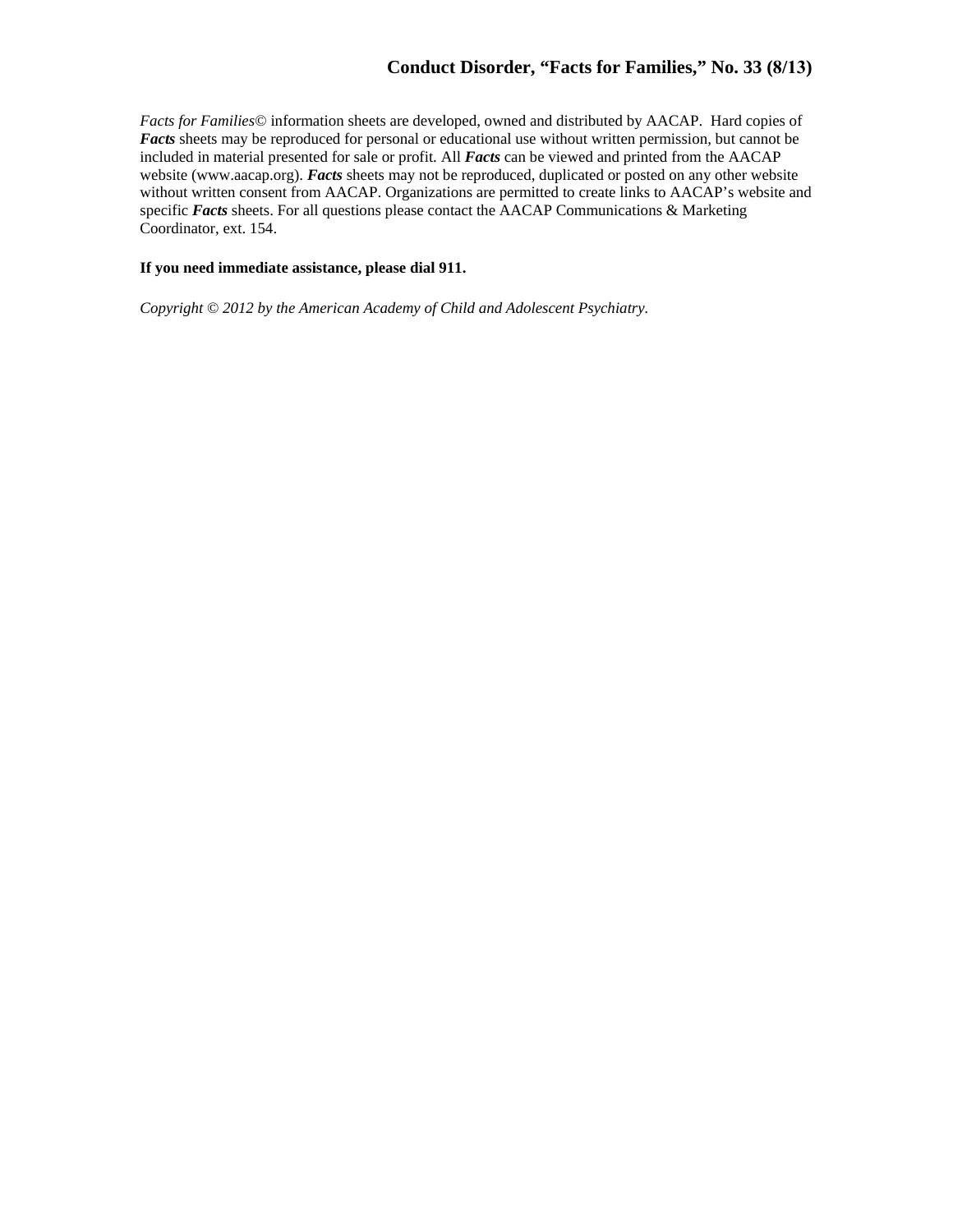*Facts for Families*© information sheets are developed, owned and distributed by AACAP. Hard copies of ***Facts*** sheets may be reproduced for personal or educational use without written permission, but cannot be included in material presented for sale or profit. All ***Facts*** can be viewed and printed from the AACAP website (www.aacap.org). ***Facts*** sheets may not be reproduced, duplicated or posted on any other website without written consent from AACAP. Organizations are permitted to create links to AACAP's website and specific ***Facts*** sheets. For all questions please contact the AACAP Communications & Marketing Coordinator, ext. 154.

**If you need immediate assistance, please dial 911.**

*Copyright © 2012 by the American Academy of Child and Adolescent Psychiatry.*